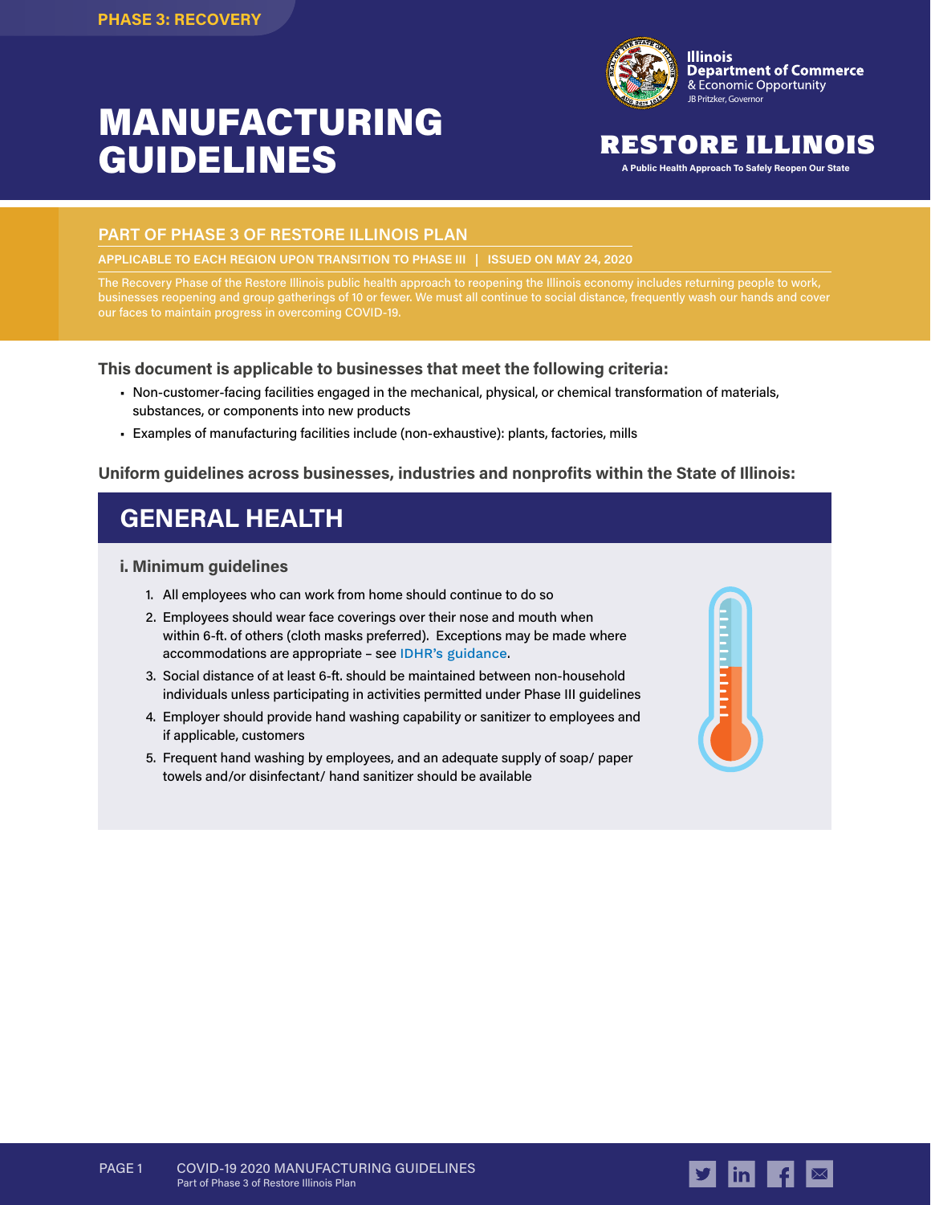PHASE 3: RECOVERY

# MANUFACTURING GUIDELINES

Illinois Department of Commerce & Economic Opportunity
JB Pritzker, Governor

**RESTORE ILLINOIS**
A Public Health Approach To Safely Reopen Our State

## PART OF PHASE 3 OF RESTORE ILLINOIS PLAN

APPLICABLE TO EACH REGION UPON TRANSITION TO PHASE III | ISSUED ON MAY 24, 2020

The Recovery Phase of the Restore Illinois public health approach to reopening the Illinois economy includes returning people to work, businesses reopening and group gatherings of 10 or fewer. We must all continue to social distance, frequently wash our hands and cover our faces to maintain progress in overcoming COVID-19.

**This document is applicable to businesses that meet the following criteria:**

- Non-customer-facing facilities engaged in the mechanical, physical, or chemical transformation of materials, substances, or components into new products
- Examples of manufacturing facilities include (non-exhaustive): plants, factories, mills

**Uniform guidelines across businesses, industries and nonprofits within the State of Illinois:**

## GENERAL HEALTH

### i. Minimum guidelines

1. All employees who can work from home should continue to do so
2. Employees should wear face coverings over their nose and mouth when within 6-ft. of others (cloth masks preferred). Exceptions may be made where accommodations are appropriate – see IDHR's guidance.
3. Social distance of at least 6-ft. should be maintained between non-household individuals unless participating in activities permitted under Phase III guidelines
4. Employer should provide hand washing capability or sanitizer to employees and if applicable, customers
5. Frequent hand washing by employees, and an adequate supply of soap/ paper towels and/or disinfectant/ hand sanitizer should be available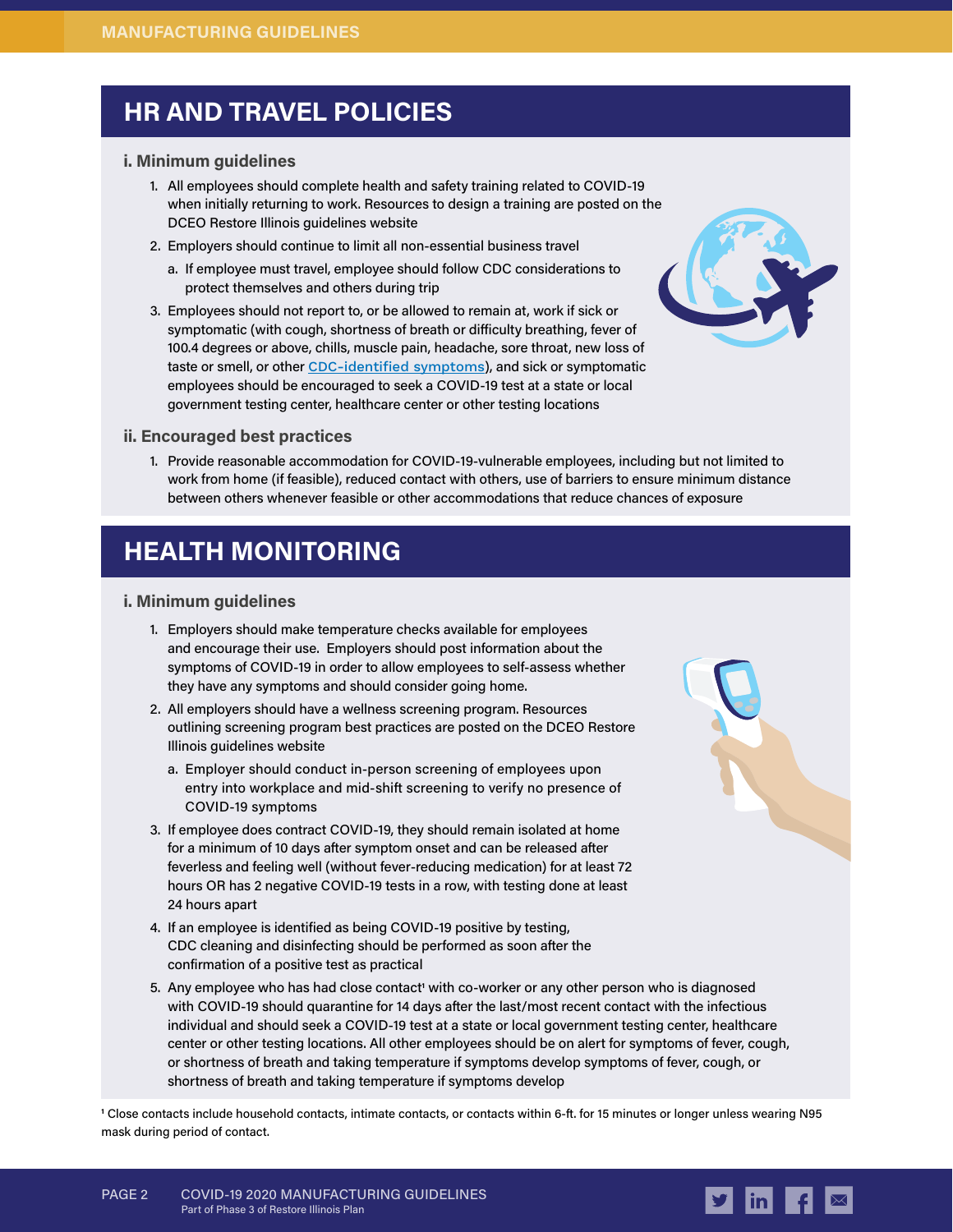## HR AND TRAVEL POLICIES

### i. Minimum guidelines

1. All employees should complete health and safety training related to COVID-19 when initially returning to work. Resources to design a training are posted on the DCEO Restore Illinois guidelines website
2. Employers should continue to limit all non-essential business travel
   a. If employee must travel, employee should follow CDC considerations to protect themselves and others during trip
3. Employees should not report to, or be allowed to remain at, work if sick or symptomatic (with cough, shortness of breath or difficulty breathing, fever of 100.4 degrees or above, chills, muscle pain, headache, sore throat, new loss of taste or smell, or other CDC-identified symptoms), and sick or symptomatic employees should be encouraged to seek a COVID-19 test at a state or local government testing center, healthcare center or other testing locations

### ii. Encouraged best practices

1. Provide reasonable accommodation for COVID-19-vulnerable employees, including but not limited to work from home (if feasible), reduced contact with others, use of barriers to ensure minimum distance between others whenever feasible or other accommodations that reduce chances of exposure

## HEALTH MONITORING

### i. Minimum guidelines

1. Employers should make temperature checks available for employees and encourage their use. Employers should post information about the symptoms of COVID-19 in order to allow employees to self-assess whether they have any symptoms and should consider going home.
2. All employers should have a wellness screening program. Resources outlining screening program best practices are posted on the DCEO Restore Illinois guidelines website
   a. Employer should conduct in-person screening of employees upon entry into workplace and mid-shift screening to verify no presence of COVID-19 symptoms
3. If employee does contract COVID-19, they should remain isolated at home for a minimum of 10 days after symptom onset and can be released after feverless and feeling well (without fever-reducing medication) for at least 72 hours OR has 2 negative COVID-19 tests in a row, with testing done at least 24 hours apart
4. If an employee is identified as being COVID-19 positive by testing, CDC cleaning and disinfecting should be performed as soon after the confirmation of a positive test as practical
5. Any employee who has had close contact[1] with co-worker or any other person who is diagnosed with COVID-19 should quarantine for 14 days after the last/most recent contact with the infectious individual and should seek a COVID-19 test at a state or local government testing center, healthcare center or other testing locations. All other employees should be on alert for symptoms of fever, cough, or shortness of breath and taking temperature if symptoms develop symptoms of fever, cough, or shortness of breath and taking temperature if symptoms develop

[1] Close contacts include household contacts, intimate contacts, or contacts within 6-ft. for 15 minutes or longer unless wearing N95 mask during period of contact.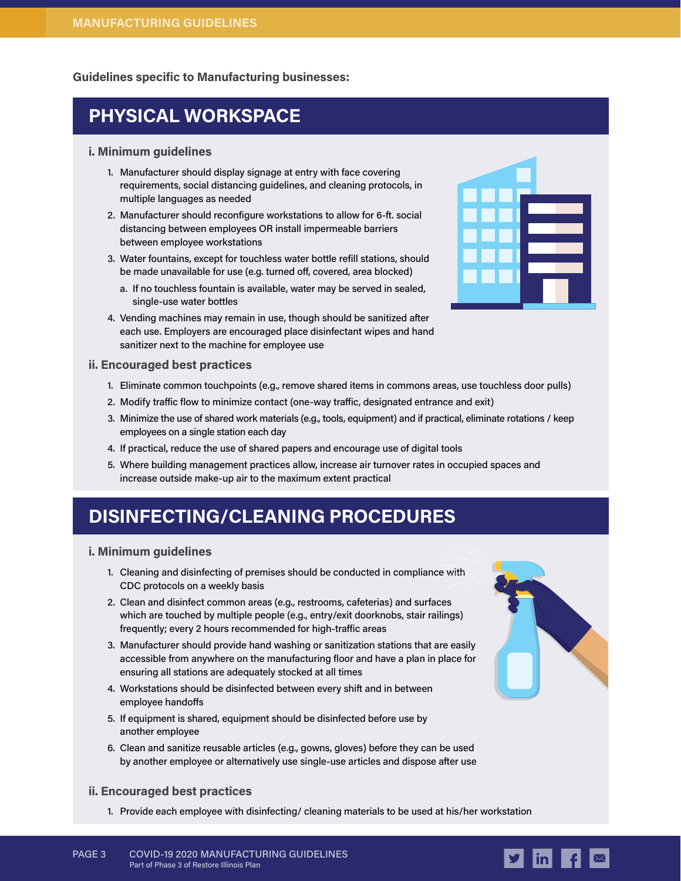**Guidelines specific to Manufacturing businesses:**

## PHYSICAL WORKSPACE

### i. Minimum guidelines

1. Manufacturer should display signage at entry with face covering requirements, social distancing guidelines, and cleaning protocols, in multiple languages as needed
2. Manufacturer should reconfigure workstations to allow for 6-ft. social distancing between employees OR install impermeable barriers between employee workstations
3. Water fountains, except for touchless water bottle refill stations, should be made unavailable for use (e.g. turned off, covered, area blocked)
   a. If no touchless fountain is available, water may be served in sealed, single-use water bottles
4. Vending machines may remain in use, though should be sanitized after each use. Employers are encouraged place disinfectant wipes and hand sanitizer next to the machine for employee use

### ii. Encouraged best practices

1. Eliminate common touchpoints (e.g., remove shared items in commons areas, use touchless door pulls)
2. Modify traffic flow to minimize contact (one-way traffic, designated entrance and exit)
3. Minimize the use of shared work materials (e.g., tools, equipment) and if practical, eliminate rotations / keep employees on a single station each day
4. If practical, reduce the use of shared papers and encourage use of digital tools
5. Where building management practices allow, increase air turnover rates in occupied spaces and increase outside make-up air to the maximum extent practical

## DISINFECTING/CLEANING PROCEDURES

### i. Minimum guidelines

1. Cleaning and disinfecting of premises should be conducted in compliance with CDC protocols on a weekly basis
2. Clean and disinfect common areas (e.g., restrooms, cafeterias) and surfaces which are touched by multiple people (e.g., entry/exit doorknobs, stair railings) frequently; every 2 hours recommended for high-traffic areas
3. Manufacturer should provide hand washing or sanitization stations that are easily accessible from anywhere on the manufacturing floor and have a plan in place for ensuring all stations are adequately stocked at all times
4. Workstations should be disinfected between every shift and in between employee handoffs
5. If equipment is shared, equipment should be disinfected before use by another employee
6. Clean and sanitize reusable articles (e.g., gowns, gloves) before they can be used by another employee or alternatively use single-use articles and dispose after use

### ii. Encouraged best practices

1. Provide each employee with disinfecting/ cleaning materials to be used at his/her workstation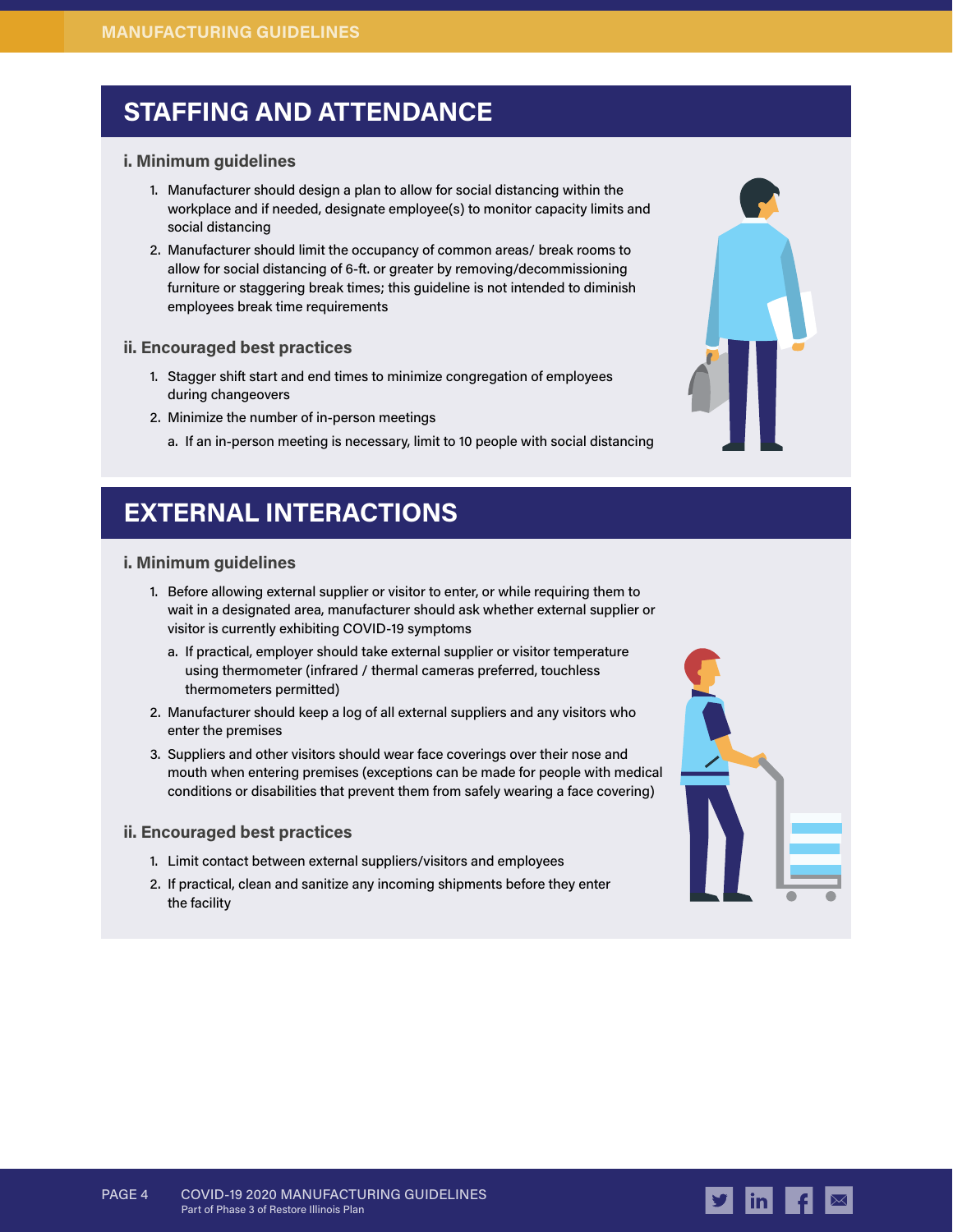## STAFFING AND ATTENDANCE

### i. Minimum guidelines

1. Manufacturer should design a plan to allow for social distancing within the workplace and if needed, designate employee(s) to monitor capacity limits and social distancing
2. Manufacturer should limit the occupancy of common areas/ break rooms to allow for social distancing of 6-ft. or greater by removing/decommissioning furniture or staggering break times; this guideline is not intended to diminish employees break time requirements

### ii. Encouraged best practices

1. Stagger shift start and end times to minimize congregation of employees during changeovers
2. Minimize the number of in-person meetings
   a. If an in-person meeting is necessary, limit to 10 people with social distancing

## EXTERNAL INTERACTIONS

### i. Minimum guidelines

1. Before allowing external supplier or visitor to enter, or while requiring them to wait in a designated area, manufacturer should ask whether external supplier or visitor is currently exhibiting COVID-19 symptoms
   a. If practical, employer should take external supplier or visitor temperature using thermometer (infrared / thermal cameras preferred, touchless thermometers permitted)
2. Manufacturer should keep a log of all external suppliers and any visitors who enter the premises
3. Suppliers and other visitors should wear face coverings over their nose and mouth when entering premises (exceptions can be made for people with medical conditions or disabilities that prevent them from safely wearing a face covering)

### ii. Encouraged best practices

1. Limit contact between external suppliers/visitors and employees
2. If practical, clean and sanitize any incoming shipments before they enter the facility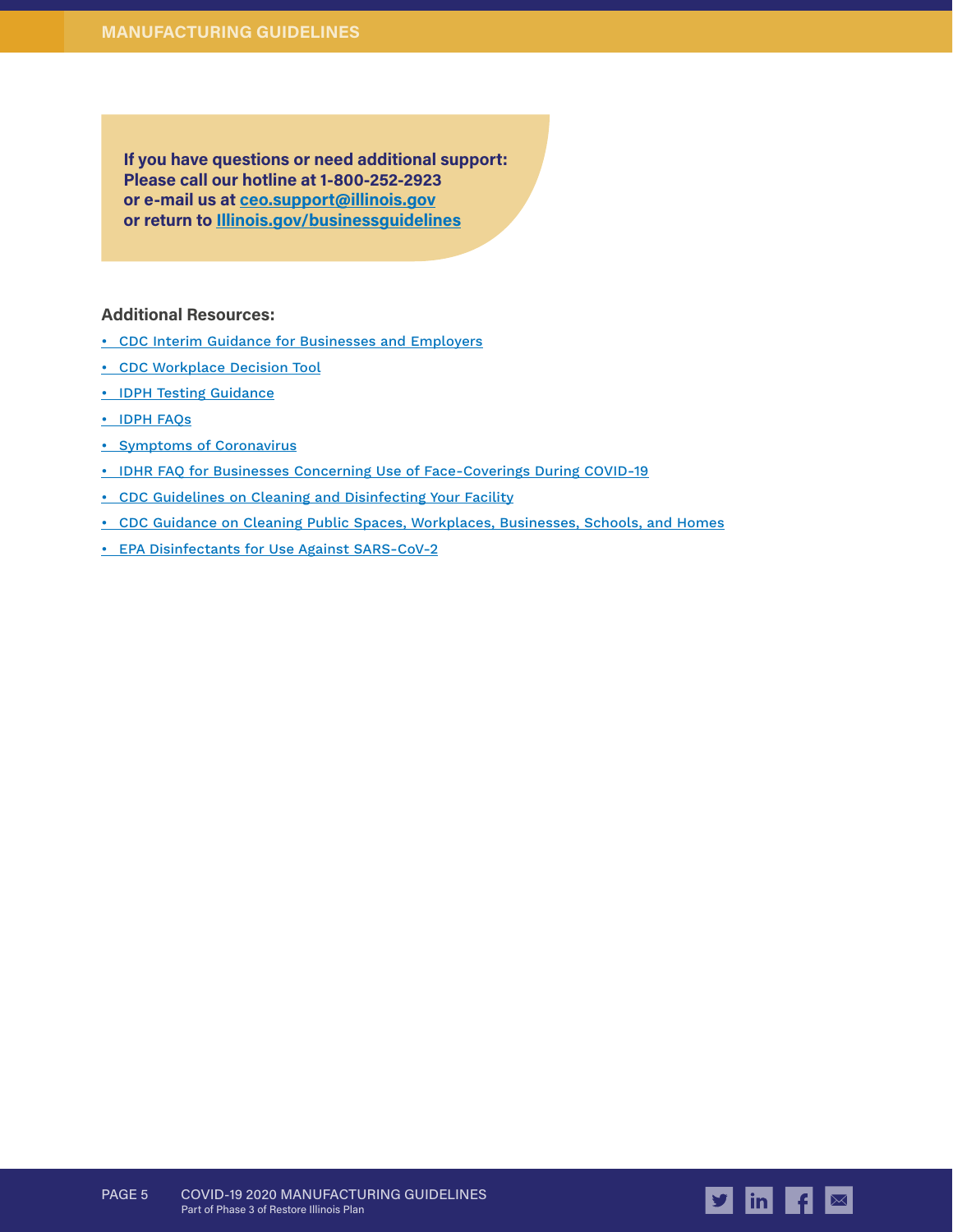**If you have questions or need additional support:**
**Please call our hotline at 1-800-252-2923**
**or e-mail us at ceo.support@illinois.gov**
**or return to Illinois.gov/businessguidelines**

### Additional Resources:

- CDC Interim Guidance for Businesses and Employers
- CDC Workplace Decision Tool
- IDPH Testing Guidance
- IDPH FAQs
- Symptoms of Coronavirus
- IDHR FAQ for Businesses Concerning Use of Face-Coverings During COVID-19
- CDC Guidelines on Cleaning and Disinfecting Your Facility
- CDC Guidance on Cleaning Public Spaces, Workplaces, Businesses, Schools, and Homes
- EPA Disinfectants for Use Against SARS-CoV-2